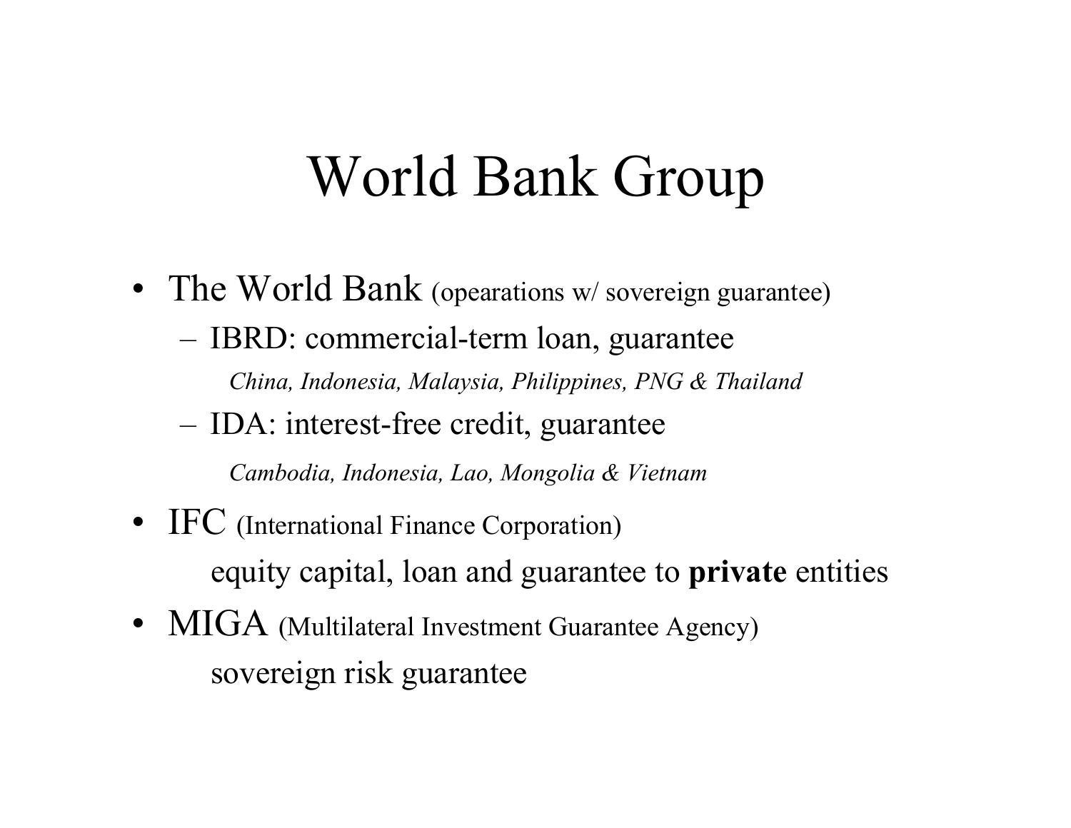# World Bank Group

- The World Bank (opearations w/ sovereign guarantee)
  - IBRD: commercial-term loan, guarantee
    
    *China, Indonesia, Malaysia, Philippines, PNG & Thailand*
  - IDA: interest-free credit, guarantee
    
    *Cambodia, Indonesia, Lao, Mongolia & Vietnam*
- IFC (International Finance Corporation)
  
  equity capital, loan and guarantee to **private** entities
- MIGA (Multilateral Investment Guarantee Agency)
  
  sovereign risk guarantee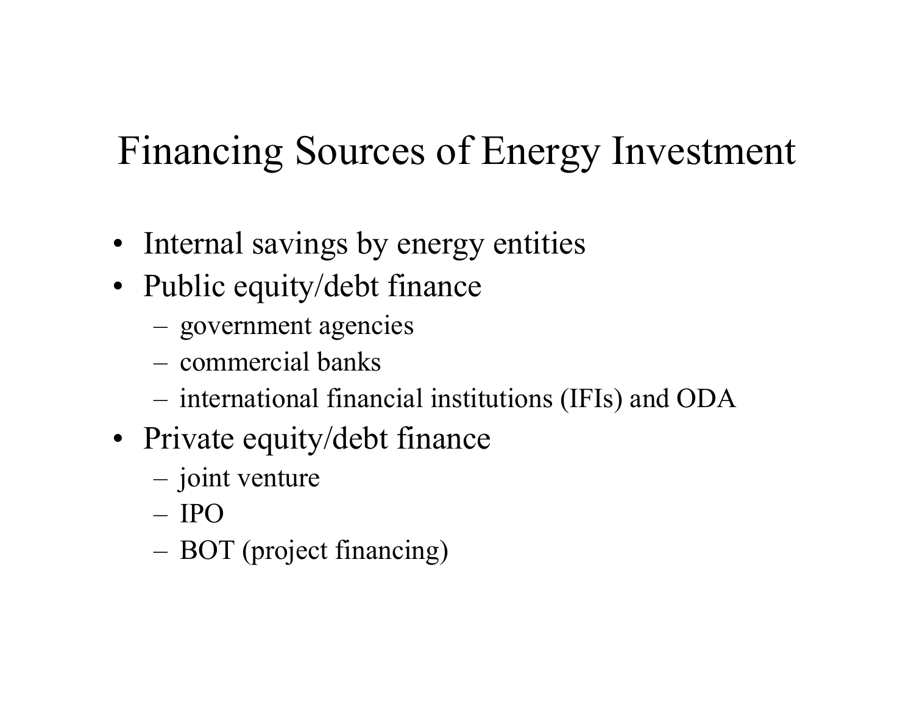# Financing Sources of Energy Investment

- Internal savings by energy entities
- Public equity/debt finance
  - government agencies
  - commercial banks
  - international financial institutions (IFIs) and ODA
- Private equity/debt finance
  - joint venture
  - IPO
  - BOT (project financing)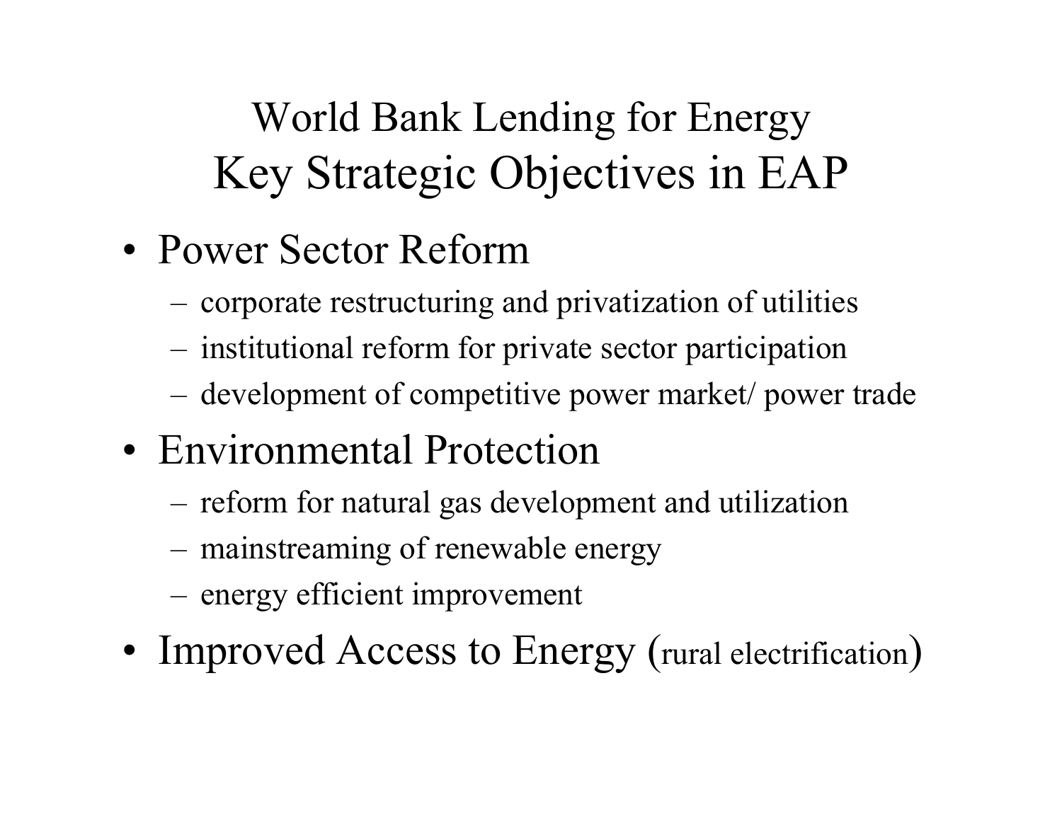# World Bank Lending for Energy
## Key Strategic Objectives in EAP

- Power Sector Reform
  - corporate restructuring and privatization of utilities
  - institutional reform for private sector participation
  - development of competitive power market/ power trade
- Environmental Protection
  - reform for natural gas development and utilization
  - mainstreaming of renewable energy
  - energy efficient improvement
- Improved Access to Energy (rural electrification)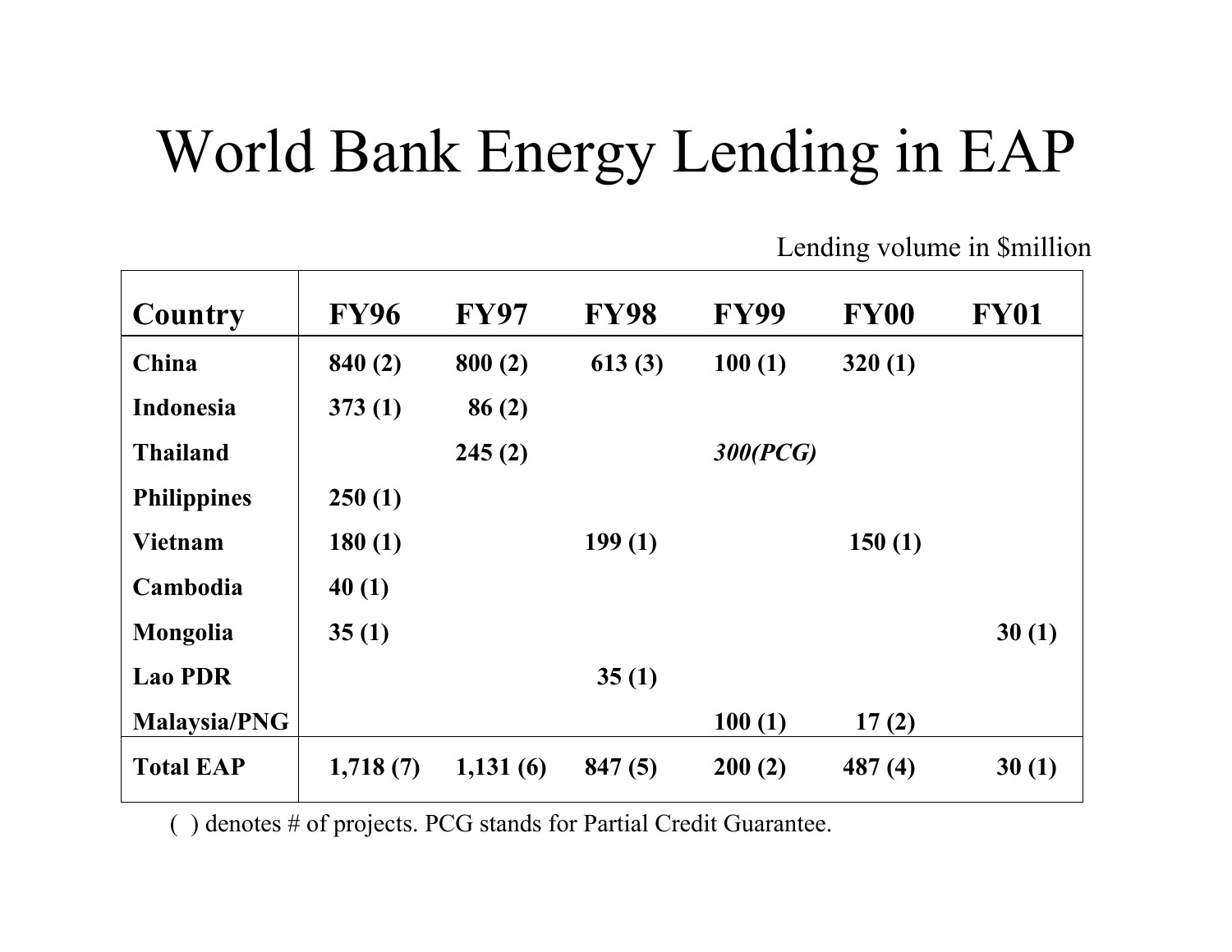# World Bank Energy Lending in EAP

Lending volume in $million

| Country | FY96 | FY97 | FY98 | FY99 | FY00 | FY01 |
|---|---|---|---|---|---|---|
| **China** | **840 (2)** | **800 (2)** | **613 (3)** | **100 (1)** | **320 (1)** | |
| **Indonesia** | **373 (1)** | **86 (2)** | | | | |
| **Thailand** | | **245 (2)** | | ***300(PCG)*** | | |
| **Philippines** | **250 (1)** | | | | | |
| **Vietnam** | **180 (1)** | | **199 (1)** | | **150 (1)** | |
| **Cambodia** | **40 (1)** | | | | | |
| **Mongolia** | **35 (1)** | | | | | **30 (1)** |
| **Lao PDR** | | | **35 (1)** | | | |
| **Malaysia/PNG** | | | | **100 (1)** | **17 (2)** | |
| **Total EAP** | **1,718 (7)** | **1,131 (6)** | **847 (5)** | **200 (2)** | **487 (4)** | **30 (1)** |

( ) denotes # of projects. PCG stands for Partial Credit Guarantee.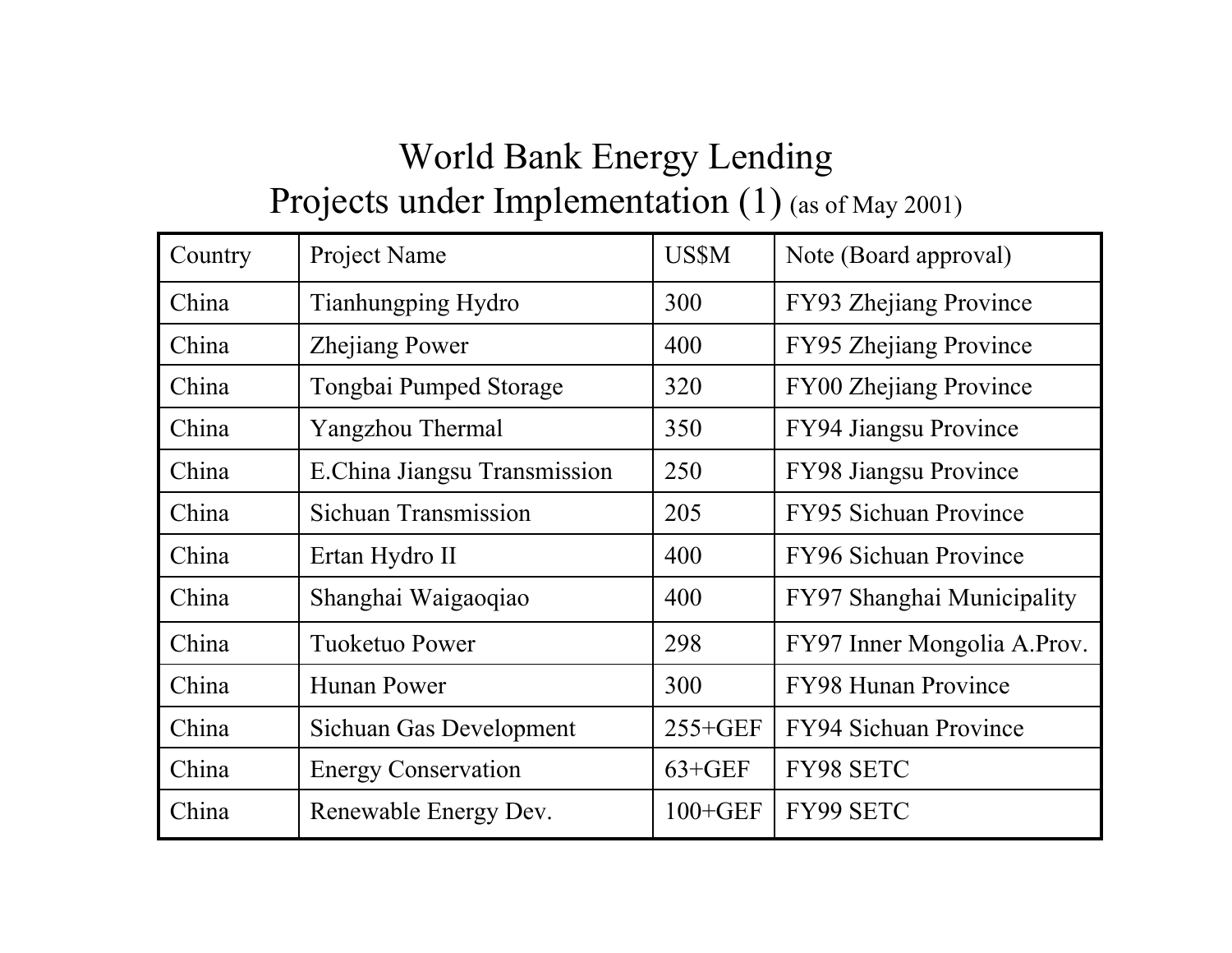# World Bank Energy Lending

## Projects under Implementation (1) (as of May 2001)

| Country | Project Name | US$M | Note (Board approval) |
|---|---|---|---|
| China | Tianhungping Hydro | 300 | FY93 Zhejiang Province |
| China | Zhejiang Power | 400 | FY95 Zhejiang Province |
| China | Tongbai Pumped Storage | 320 | FY00 Zhejiang Province |
| China | Yangzhou Thermal | 350 | FY94 Jiangsu Province |
| China | E.China Jiangsu Transmission | 250 | FY98 Jiangsu Province |
| China | Sichuan Transmission | 205 | FY95 Sichuan Province |
| China | Ertan Hydro II | 400 | FY96 Sichuan Province |
| China | Shanghai Waigaoqiao | 400 | FY97 Shanghai Municipality |
| China | Tuoketuo Power | 298 | FY97 Inner Mongolia A.Prov. |
| China | Hunan Power | 300 | FY98 Hunan Province |
| China | Sichuan Gas Development | 255+GEF | FY94 Sichuan Province |
| China | Energy Conservation | 63+GEF | FY98 SETC |
| China | Renewable Energy Dev. | 100+GEF | FY99 SETC |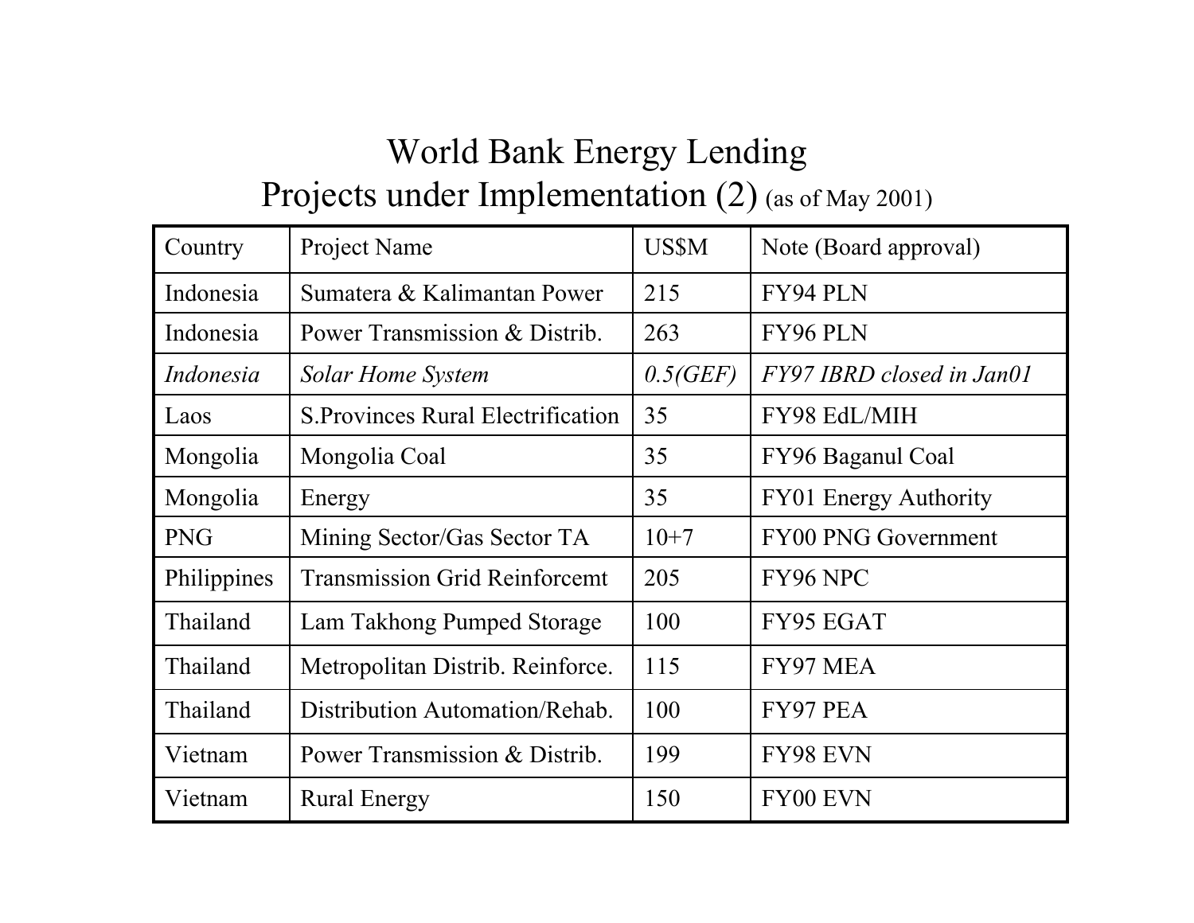# World Bank Energy Lending
## Projects under Implementation (2) (as of May 2001)

| Country | Project Name | US$M | Note (Board approval) |
|---|---|---|---|
| Indonesia | Sumatera & Kalimantan Power | 215 | FY94 PLN |
| Indonesia | Power Transmission & Distrib. | 263 | FY96 PLN |
| *Indonesia* | *Solar Home System* | *0.5(GEF)* | *FY97 IBRD closed in Jan01* |
| Laos | S.Provinces Rural Electrification | 35 | FY98 EdL/MIH |
| Mongolia | Mongolia Coal | 35 | FY96 Baganul Coal |
| Mongolia | Energy | 35 | FY01 Energy Authority |
| PNG | Mining Sector/Gas Sector TA | 10+7 | FY00 PNG Government |
| Philippines | Transmission Grid Reinforcemt | 205 | FY96 NPC |
| Thailand | Lam Takhong Pumped Storage | 100 | FY95 EGAT |
| Thailand | Metropolitan Distrib. Reinforce. | 115 | FY97 MEA |
| Thailand | Distribution Automation/Rehab. | 100 | FY97 PEA |
| Vietnam | Power Transmission & Distrib. | 199 | FY98 EVN |
| Vietnam | Rural Energy | 150 | FY00 EVN |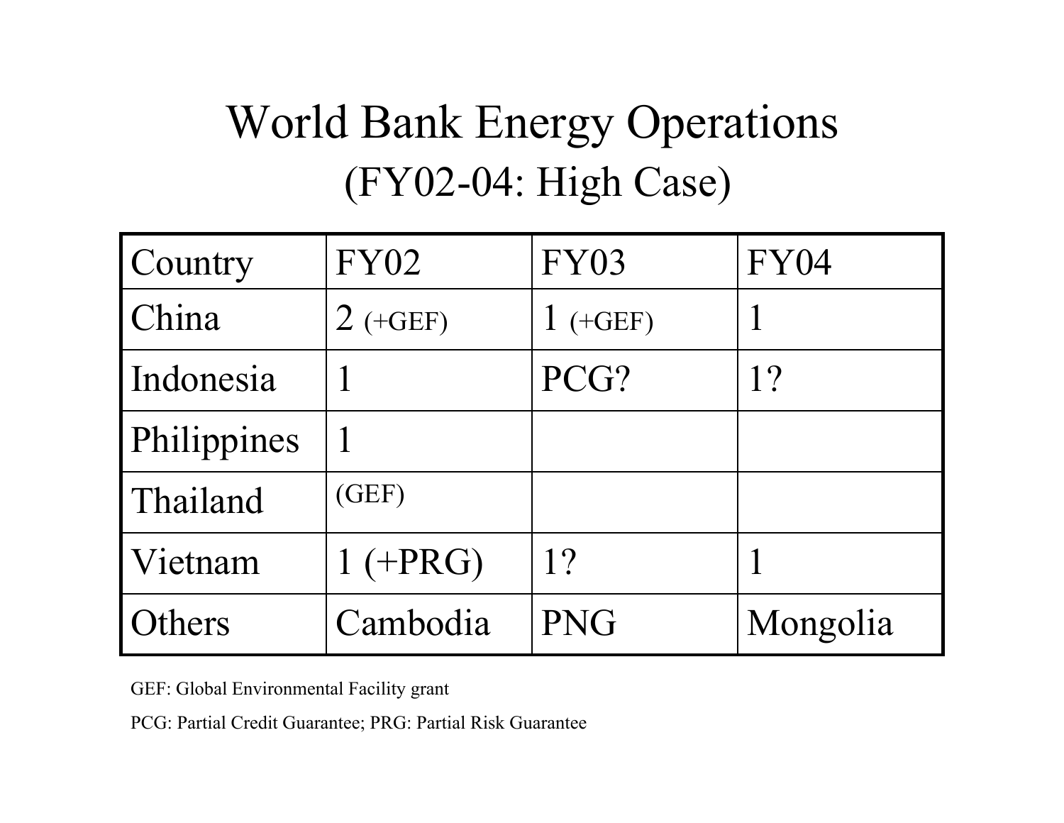# World Bank Energy Operations

## (FY02-04: High Case)

| Country | FY02 | FY03 | FY04 |
| --- | --- | --- | --- |
| China | 2 (+GEF) | 1 (+GEF) | 1 |
| Indonesia | 1 | PCG? | 1? |
| Philippines | 1 | | |
| Thailand | (GEF) | | |
| Vietnam | 1 (+PRG) | 1? | 1 |
| Others | Cambodia | PNG | Mongolia |

GEF: Global Environmental Facility grant

PCG: Partial Credit Guarantee; PRG: Partial Risk Guarantee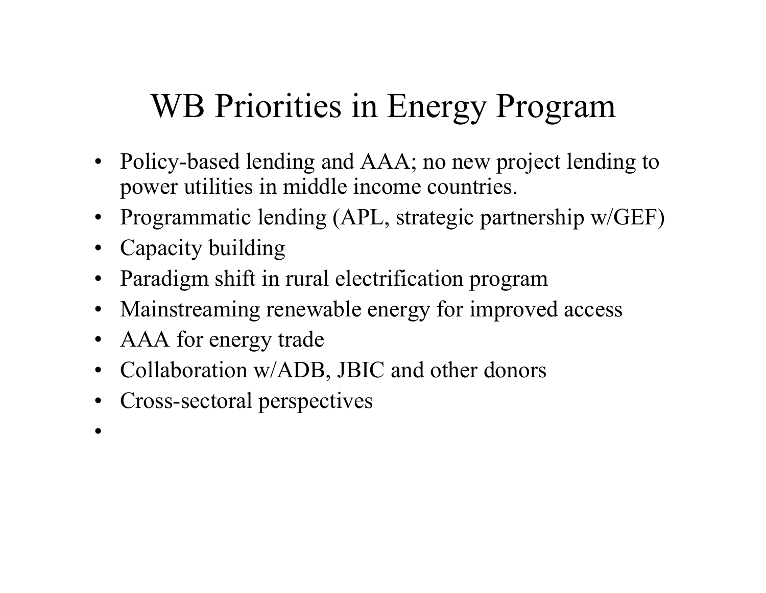# WB Priorities in Energy Program

- Policy-based lending and AAA; no new project lending to power utilities in middle income countries.
- Programmatic lending (APL, strategic partnership w/GEF)
- Capacity building
- Paradigm shift in rural electrification program
- Mainstreaming renewable energy for improved access
- AAA for energy trade
- Collaboration w/ADB, JBIC and other donors
- Cross-sectoral perspectives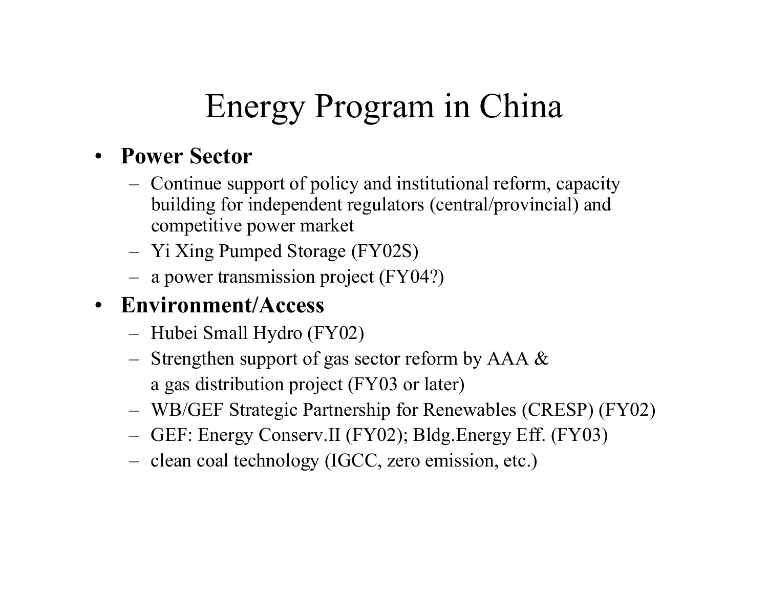# Energy Program in China

- **Power Sector**
  - Continue support of policy and institutional reform, capacity building for independent regulators (central/provincial) and competitive power market
  - Yi Xing Pumped Storage (FY02S)
  - a power transmission project (FY04?)
- **Environment/Access**
  - Hubei Small Hydro (FY02)
  - Strengthen support of gas sector reform by AAA &
    a gas distribution project (FY03 or later)
  - WB/GEF Strategic Partnership for Renewables (CRESP) (FY02)
  - GEF: Energy Conserv.II (FY02); Bldg.Energy Eff. (FY03)
  - clean coal technology (IGCC, zero emission, etc.)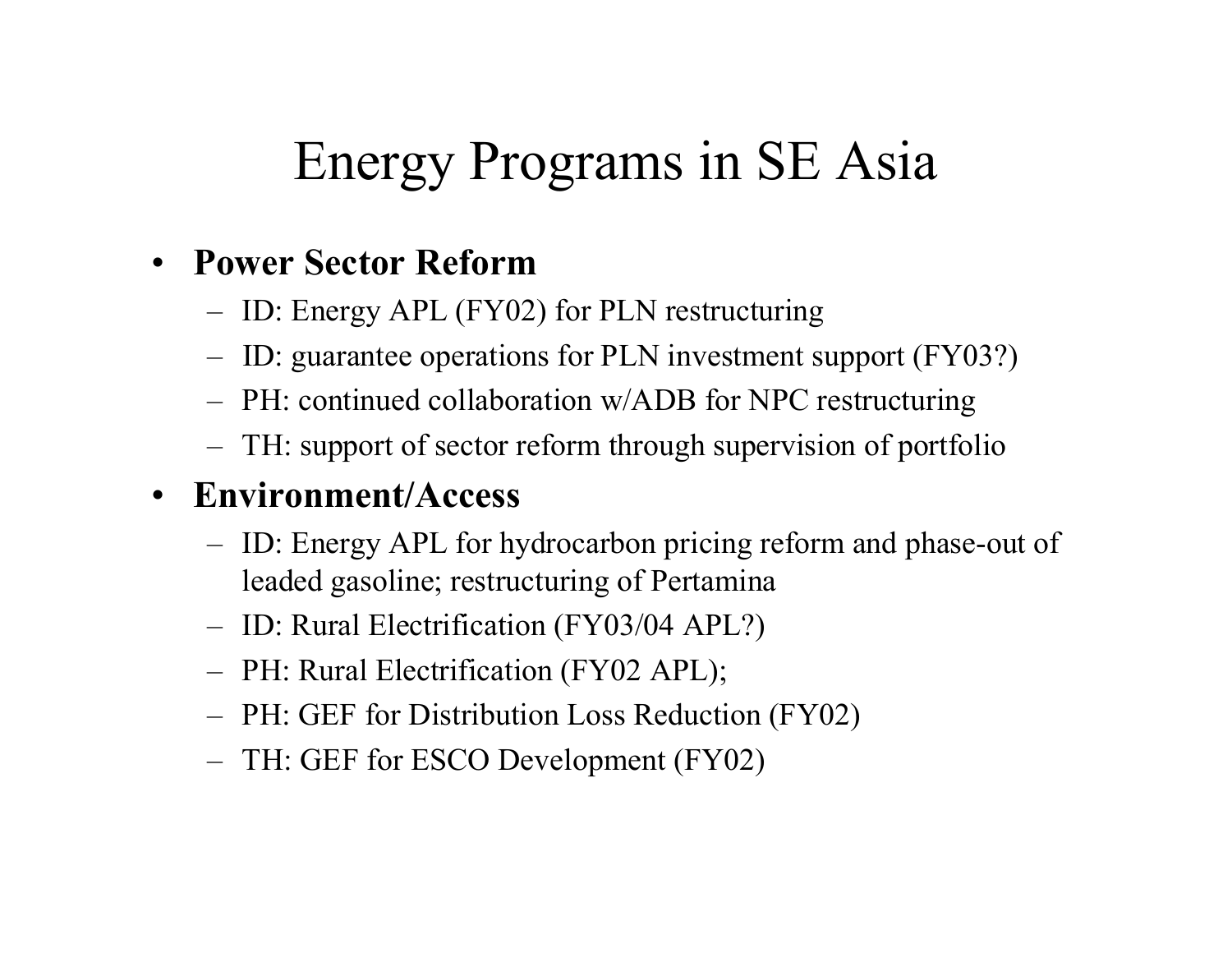# Energy Programs in SE Asia

- **Power Sector Reform**
  - ID: Energy APL (FY02) for PLN restructuring
  - ID: guarantee operations for PLN investment support (FY03?)
  - PH: continued collaboration w/ADB for NPC restructuring
  - TH: support of sector reform through supervision of portfolio
- **Environment/Access**
  - ID: Energy APL for hydrocarbon pricing reform and phase-out of leaded gasoline; restructuring of Pertamina
  - ID: Rural Electrification (FY03/04 APL?)
  - PH: Rural Electrification (FY02 APL);
  - PH: GEF for Distribution Loss Reduction (FY02)
  - TH: GEF for ESCO Development (FY02)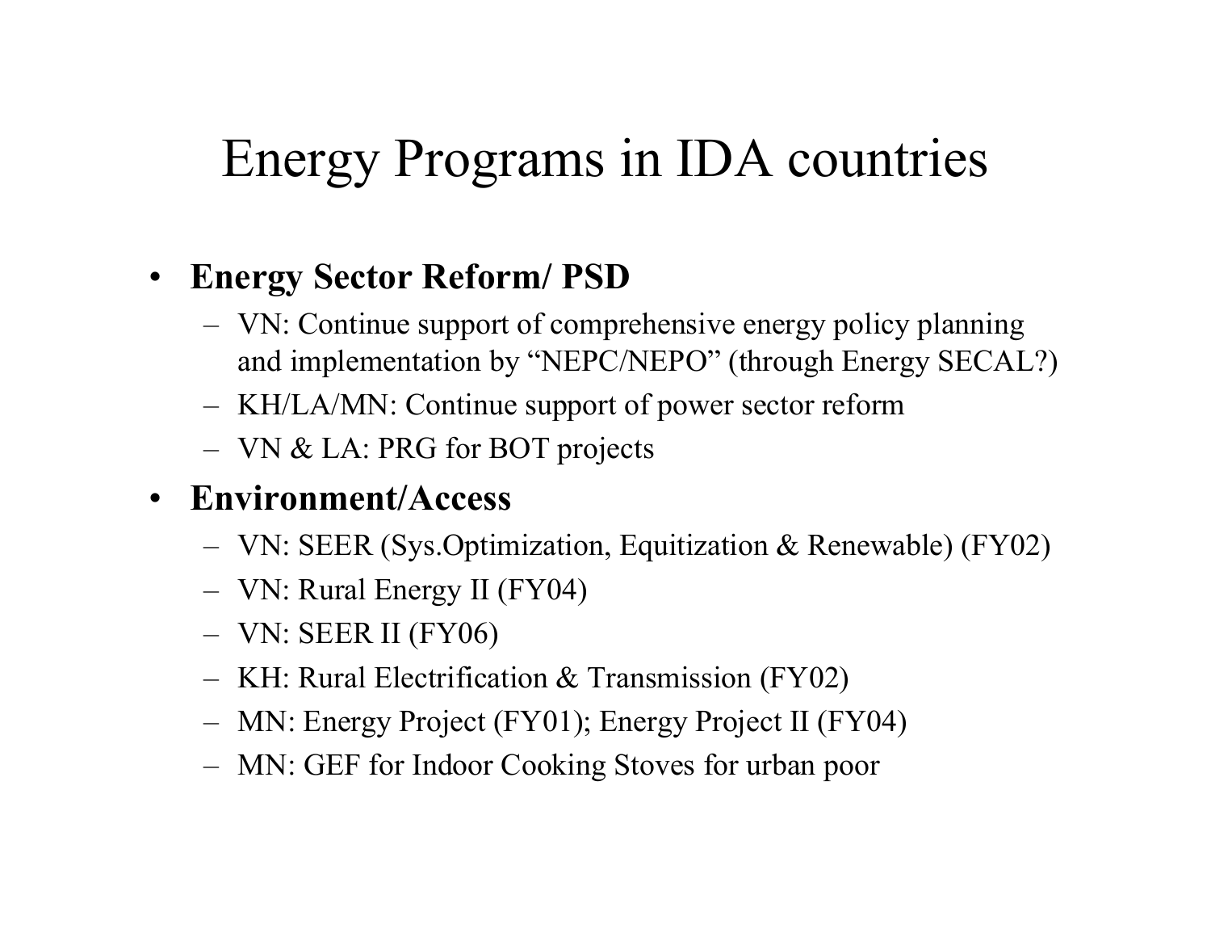# Energy Programs in IDA countries

- **Energy Sector Reform/ PSD**
  - VN: Continue support of comprehensive energy policy planning and implementation by “NEPC/NEPO” (through Energy SECAL?)
  - KH/LA/MN: Continue support of power sector reform
  - VN & LA: PRG for BOT projects
- **Environment/Access**
  - VN: SEER (Sys.Optimization, Equitization & Renewable) (FY02)
  - VN: Rural Energy II (FY04)
  - VN: SEER II (FY06)
  - KH: Rural Electrification & Transmission (FY02)
  - MN: Energy Project (FY01); Energy Project II (FY04)
  - MN: GEF for Indoor Cooking Stoves for urban poor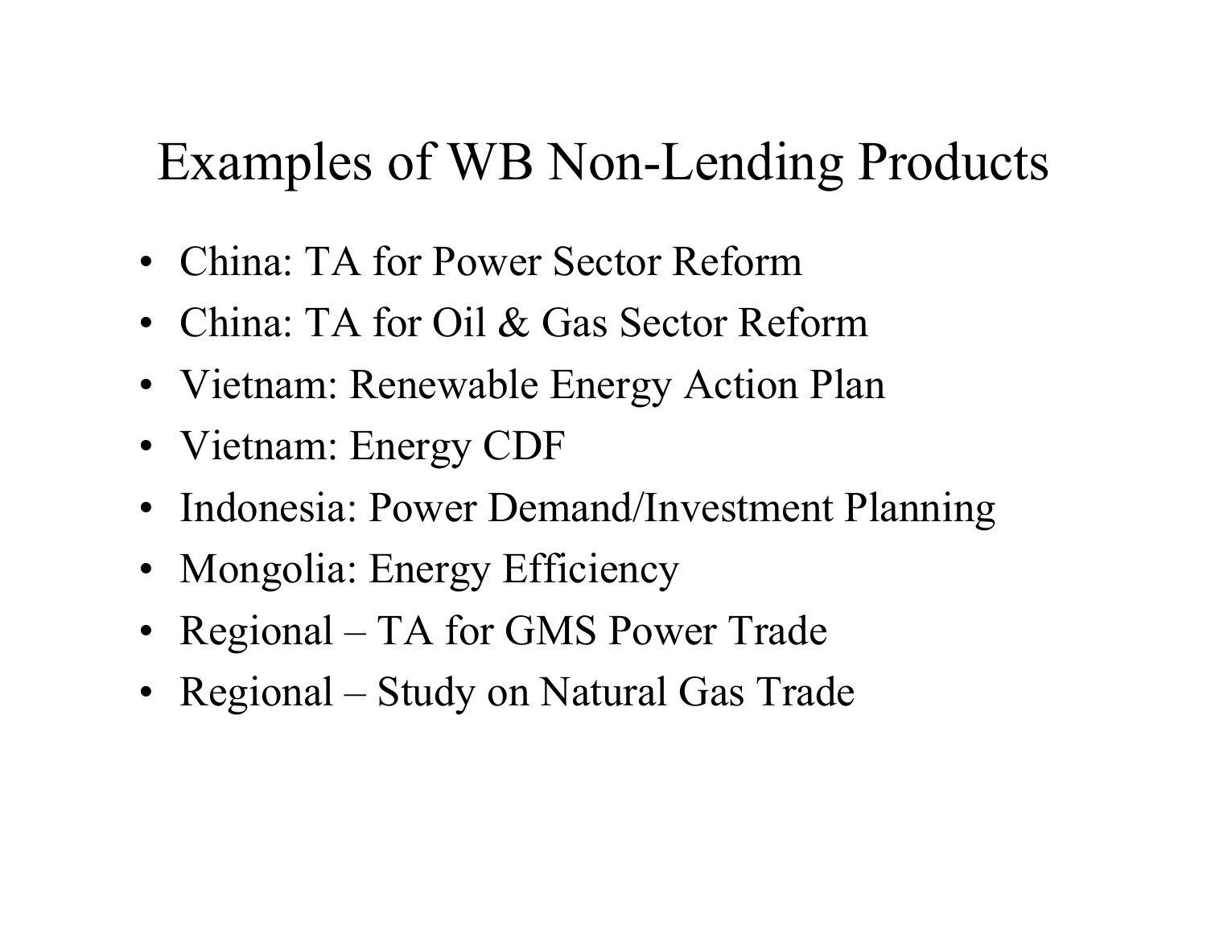# Examples of WB Non-Lending Products

- China: TA for Power Sector Reform
- China: TA for Oil & Gas Sector Reform
- Vietnam: Renewable Energy Action Plan
- Vietnam: Energy CDF
- Indonesia: Power Demand/Investment Planning
- Mongolia: Energy Efficiency
- Regional – TA for GMS Power Trade
- Regional – Study on Natural Gas Trade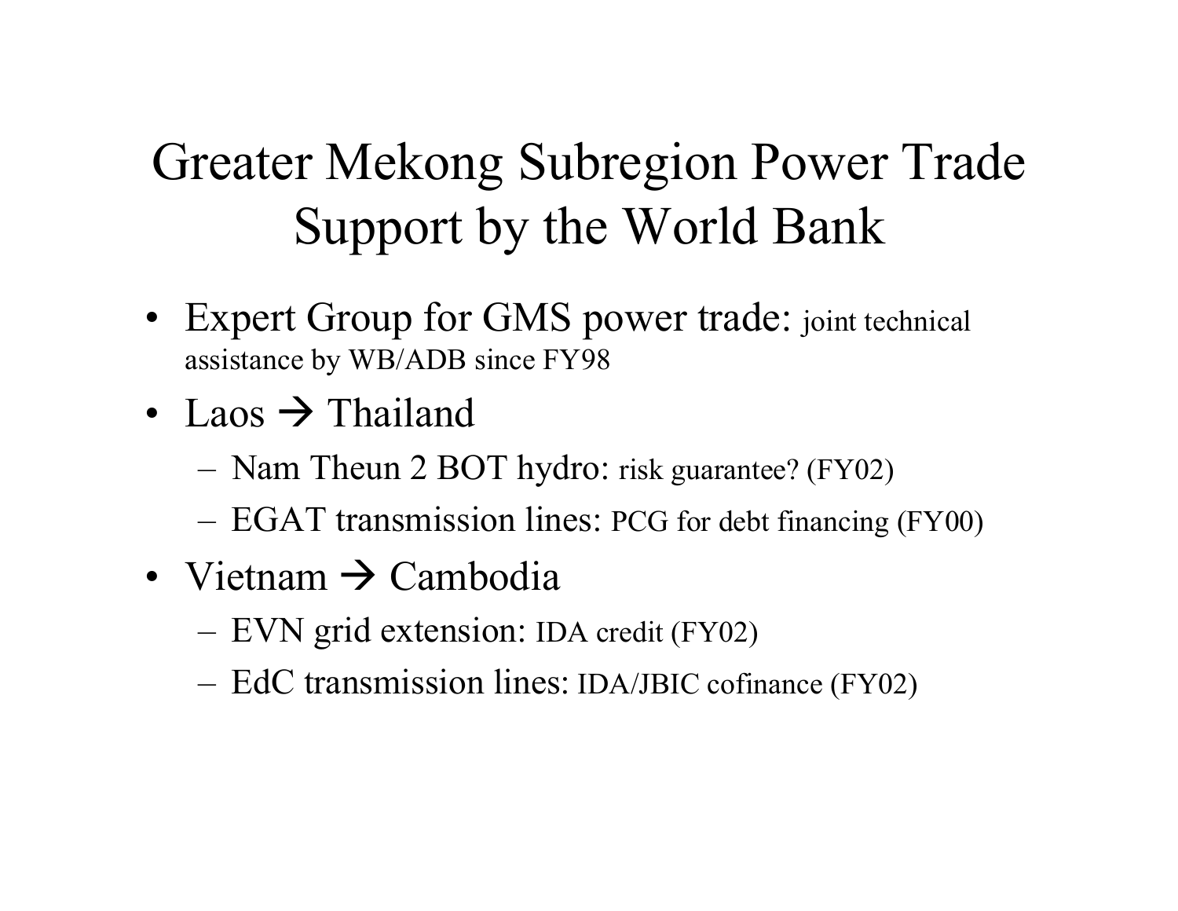# Greater Mekong Subregion Power Trade Support by the World Bank

- Expert Group for GMS power trade: joint technical assistance by WB/ADB since FY98
- Laos → Thailand
  - Nam Theun 2 BOT hydro: risk guarantee? (FY02)
  - EGAT transmission lines: PCG for debt financing (FY00)
- Vietnam → Cambodia
  - EVN grid extension: IDA credit (FY02)
  - EdC transmission lines: IDA/JBIC cofinance (FY02)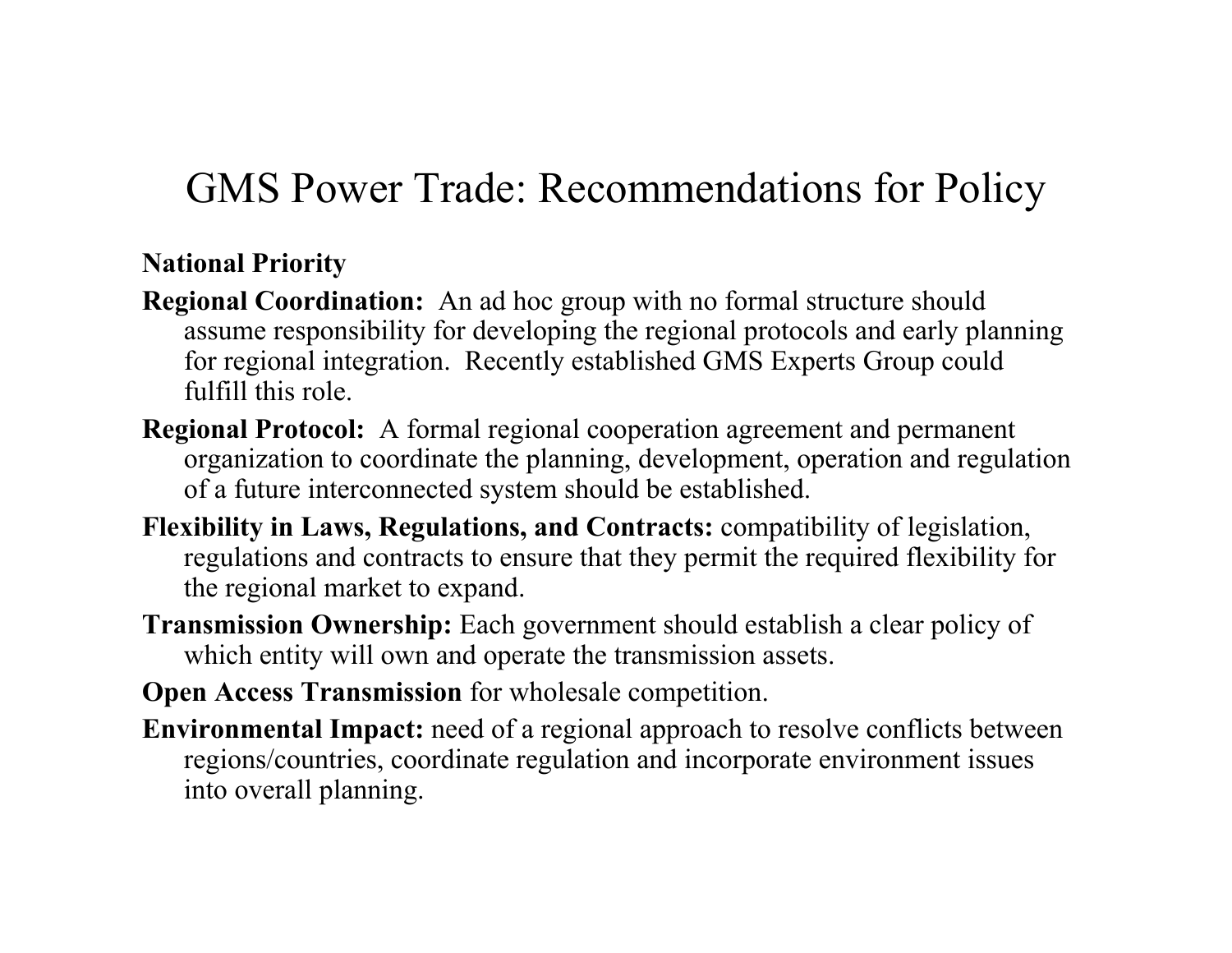# GMS Power Trade: Recommendations for Policy

**National Priority**

**Regional Coordination:** An ad hoc group with no formal structure should assume responsibility for developing the regional protocols and early planning for regional integration. Recently established GMS Experts Group could fulfill this role.

**Regional Protocol:** A formal regional cooperation agreement and permanent organization to coordinate the planning, development, operation and regulation of a future interconnected system should be established.

**Flexibility in Laws, Regulations, and Contracts:** compatibility of legislation, regulations and contracts to ensure that they permit the required flexibility for the regional market to expand.

**Transmission Ownership:** Each government should establish a clear policy of which entity will own and operate the transmission assets.

**Open Access Transmission** for wholesale competition.

**Environmental Impact:** need of a regional approach to resolve conflicts between regions/countries, coordinate regulation and incorporate environment issues into overall planning.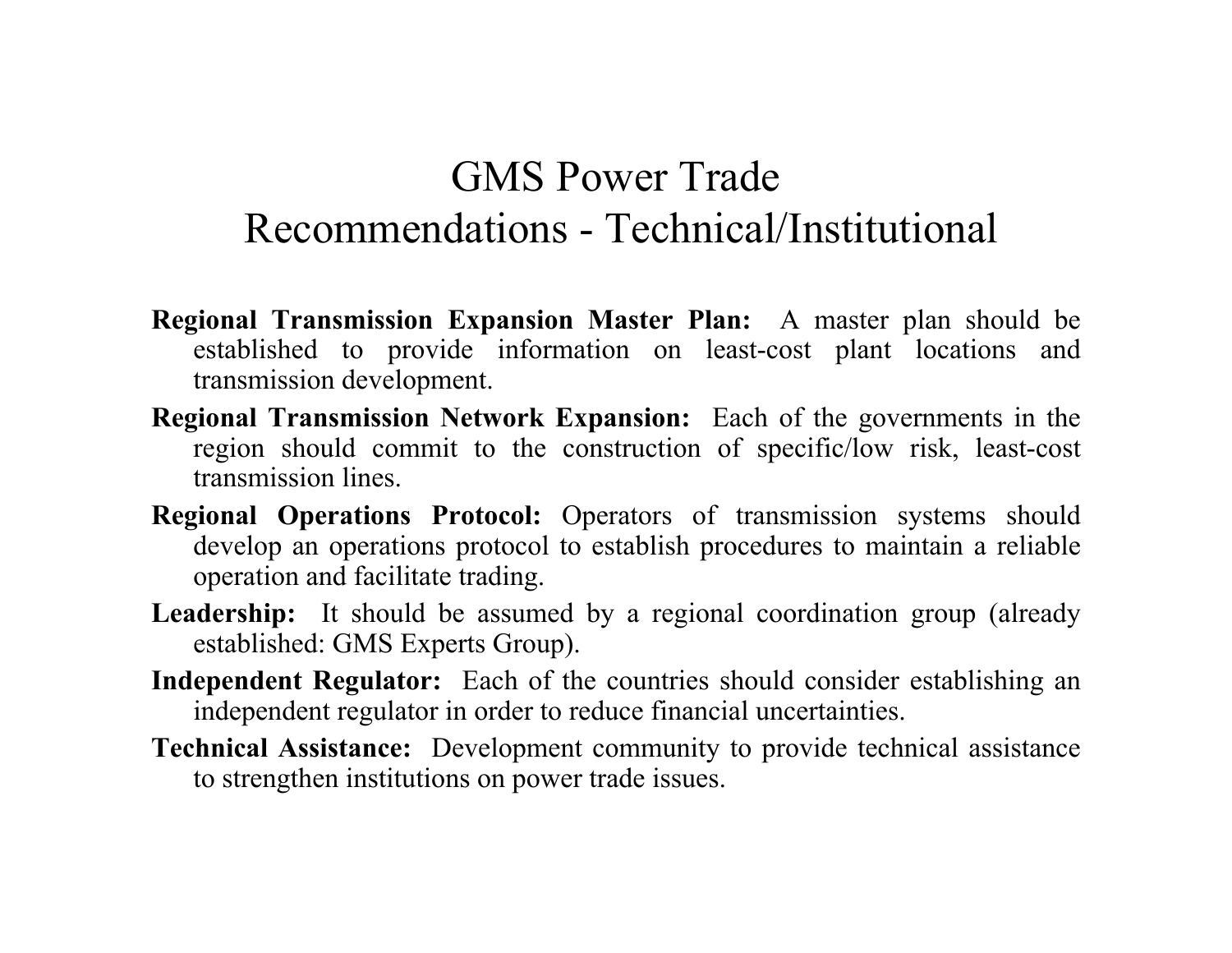# GMS Power Trade
# Recommendations - Technical/Institutional

**Regional Transmission Expansion Master Plan:** A master plan should be established to provide information on least-cost plant locations and transmission development.

**Regional Transmission Network Expansion:** Each of the governments in the region should commit to the construction of specific/low risk, least-cost transmission lines.

**Regional Operations Protocol:** Operators of transmission systems should develop an operations protocol to establish procedures to maintain a reliable operation and facilitate trading.

**Leadership:** It should be assumed by a regional coordination group (already established: GMS Experts Group).

**Independent Regulator:** Each of the countries should consider establishing an independent regulator in order to reduce financial uncertainties.

**Technical Assistance:** Development community to provide technical assistance to strengthen institutions on power trade issues.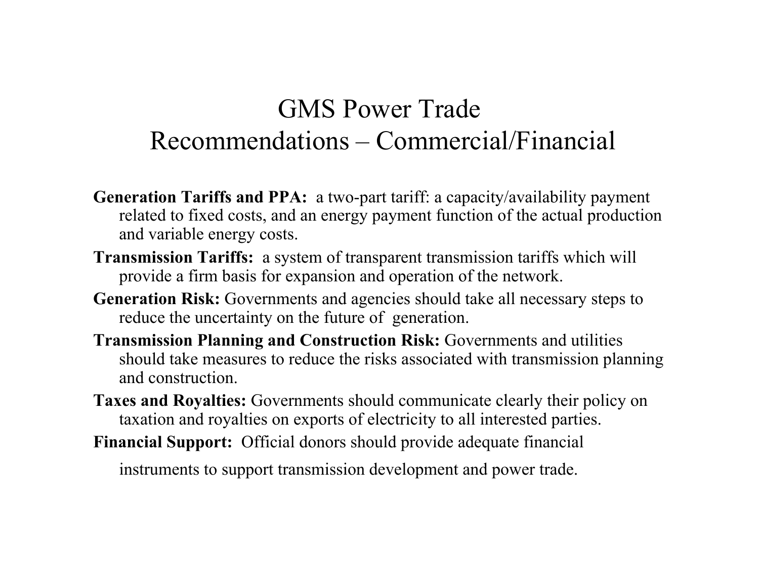# GMS Power Trade
## Recommendations – Commercial/Financial

**Generation Tariffs and PPA:** a two-part tariff: a capacity/availability payment related to fixed costs, and an energy payment function of the actual production and variable energy costs.

**Transmission Tariffs:** a system of transparent transmission tariffs which will provide a firm basis for expansion and operation of the network.

**Generation Risk:** Governments and agencies should take all necessary steps to reduce the uncertainty on the future of generation.

**Transmission Planning and Construction Risk:** Governments and utilities should take measures to reduce the risks associated with transmission planning and construction.

**Taxes and Royalties:** Governments should communicate clearly their policy on taxation and royalties on exports of electricity to all interested parties.

**Financial Support:** Official donors should provide adequate financial instruments to support transmission development and power trade.